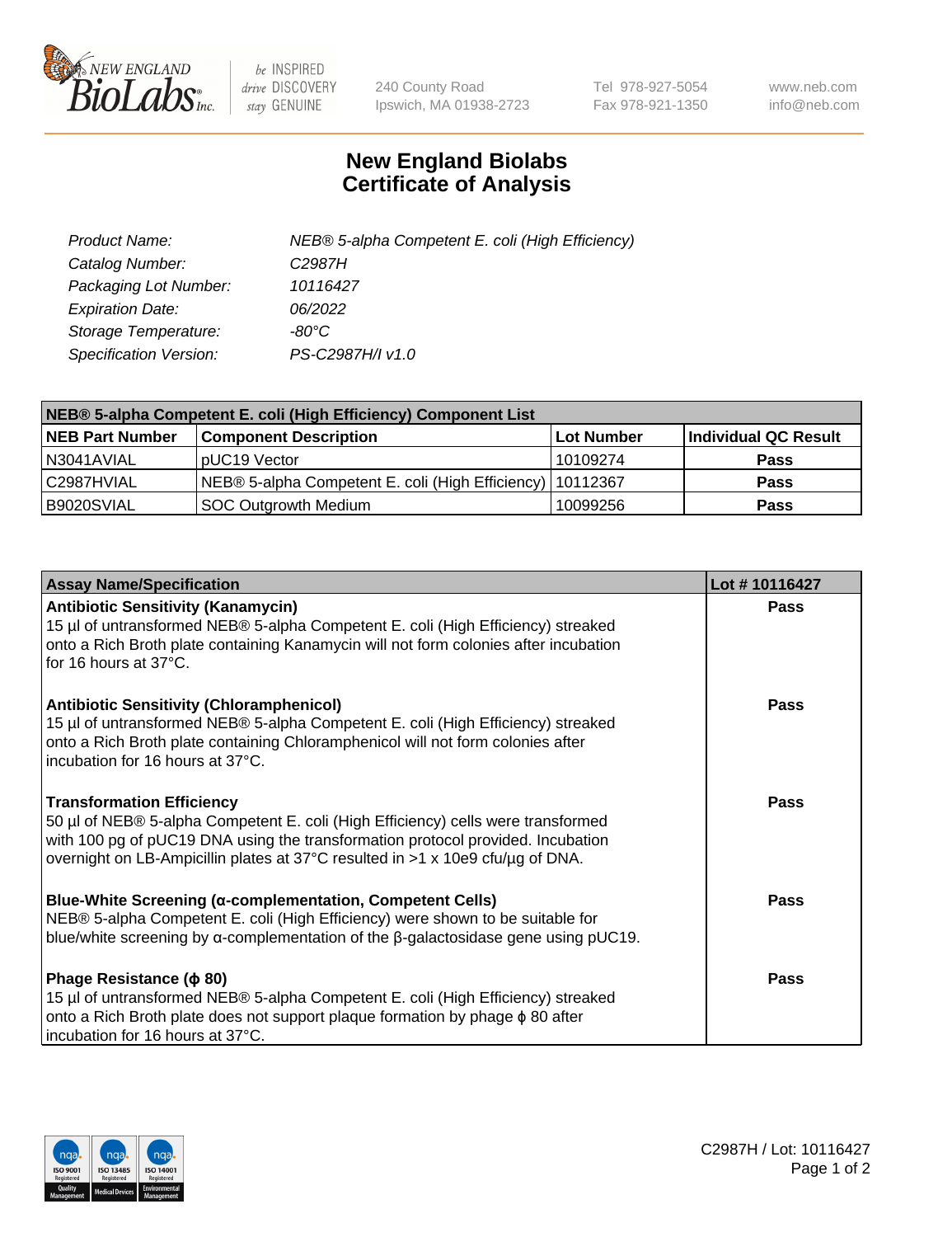# New England Biolabs Certificate of Analysis

| | |
|---|---|
| *Product Name:* | *NEB® 5-alpha Competent E. coli (High Efficiency)* |
| *Catalog Number:* | *C2987H* |
| *Packaging Lot Number:* | *10116427* |
| *Expiration Date:* | *06/2022* |
| *Storage Temperature:* | *-80°C* |
| *Specification Version:* | *PS-C2987H/I v1.0* |

| NEB® 5-alpha Competent E. coli (High Efficiency) Component List | | | |
|---|---|---|---|
| **NEB Part Number** | **Component Description** | **Lot Number** | **Individual QC Result** |
| N3041AVIAL | pUC19 Vector | 10109274 | **Pass** |
| C2987HVIAL | NEB® 5-alpha Competent E. coli (High Efficiency) | 10112367 | **Pass** |
| B9020SVIAL | SOC Outgrowth Medium | 10099256 | **Pass** |

| Assay Name/Specification | Lot # 10116427 |
|---|---|
| **Antibiotic Sensitivity (Kanamycin)**<br>15 µl of untransformed NEB® 5-alpha Competent E. coli (High Efficiency) streaked onto a Rich Broth plate containing Kanamycin will not form colonies after incubation for 16 hours at 37°C. | **Pass** |
| **Antibiotic Sensitivity (Chloramphenicol)**<br>15 µl of untransformed NEB® 5-alpha Competent E. coli (High Efficiency) streaked onto a Rich Broth plate containing Chloramphenicol will not form colonies after incubation for 16 hours at 37°C. | **Pass** |
| **Transformation Efficiency**<br>50 µl of NEB® 5-alpha Competent E. coli (High Efficiency) cells were transformed with 100 pg of pUC19 DNA using the transformation protocol provided. Incubation overnight on LB-Ampicillin plates at 37°C resulted in >1 x 10e9 cfu/µg of DNA. | **Pass** |
| **Blue-White Screening (α-complementation, Competent Cells)**<br>NEB® 5-alpha Competent E. coli (High Efficiency) were shown to be suitable for blue/white screening by α-complementation of the β-galactosidase gene using pUC19. | **Pass** |
| **Phage Resistance (ϕ 80)**<br>15 µl of untransformed NEB® 5-alpha Competent E. coli (High Efficiency) streaked onto a Rich Broth plate does not support plaque formation by phage ϕ 80 after incubation for 16 hours at 37°C. | **Pass** |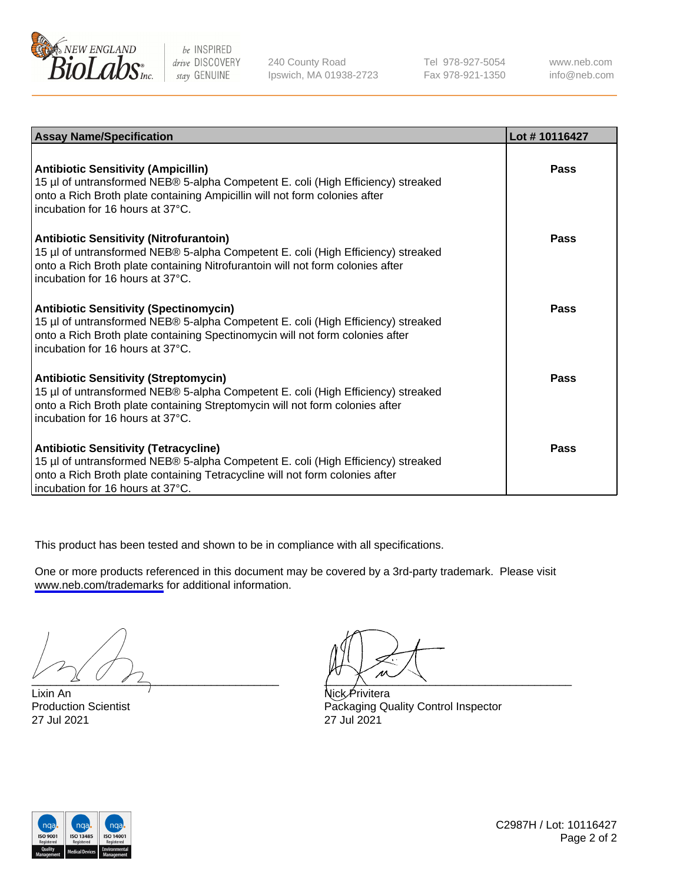| Assay Name/Specification | Lot # 10116427 |
| --- | --- |
| **Antibiotic Sensitivity (Ampicillin)**<br>15 µl of untransformed NEB® 5-alpha Competent E. coli (High Efficiency) streaked onto a Rich Broth plate containing Ampicillin will not form colonies after incubation for 16 hours at 37°C. | **Pass** |
| **Antibiotic Sensitivity (Nitrofurantoin)**<br>15 µl of untransformed NEB® 5-alpha Competent E. coli (High Efficiency) streaked onto a Rich Broth plate containing Nitrofurantoin will not form colonies after incubation for 16 hours at 37°C. | **Pass** |
| **Antibiotic Sensitivity (Spectinomycin)**<br>15 µl of untransformed NEB® 5-alpha Competent E. coli (High Efficiency) streaked onto a Rich Broth plate containing Spectinomycin will not form colonies after incubation for 16 hours at 37°C. | **Pass** |
| **Antibiotic Sensitivity (Streptomycin)**<br>15 µl of untransformed NEB® 5-alpha Competent E. coli (High Efficiency) streaked onto a Rich Broth plate containing Streptomycin will not form colonies after incubation for 16 hours at 37°C. | **Pass** |
| **Antibiotic Sensitivity (Tetracycline)**<br>15 µl of untransformed NEB® 5-alpha Competent E. coli (High Efficiency) streaked onto a Rich Broth plate containing Tetracycline will not form colonies after incubation for 16 hours at 37°C. | **Pass** |

This product has been tested and shown to be in compliance with all specifications.

One or more products referenced in this document may be covered by a 3rd-party trademark. Please visit www.neb.com/trademarks for additional information.

Lixin An
Production Scientist
27 Jul 2021

Nick Privitera
Packaging Quality Control Inspector
27 Jul 2021

C2987H / Lot: 10116427